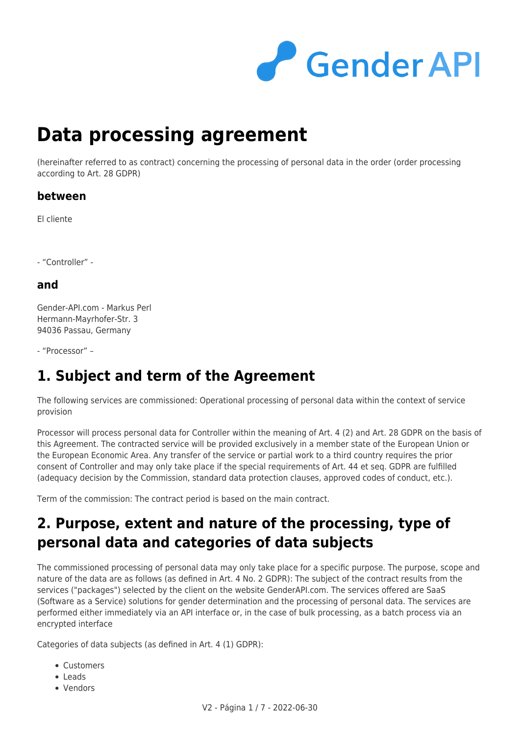# Data processing agreement

(hereinafter referred to as contract) concerning the processing of personal data in the order (order processing according to Art. 28 GDPR)

### between

El cliente

- "Controller" -

### and

Gender-API.com - Markus Perl
Hermann-Mayrhofer-Str. 3
94036 Passau, Germany

- "Processor" –

## 1. Subject and term of the Agreement

The following services are commissioned: Operational processing of personal data within the context of service provision

Processor will process personal data for Controller within the meaning of Art. 4 (2) and Art. 28 GDPR on the basis of this Agreement. The contracted service will be provided exclusively in a member state of the European Union or the European Economic Area. Any transfer of the service or partial work to a third country requires the prior consent of Controller and may only take place if the special requirements of Art. 44 et seq. GDPR are fulfilled (adequacy decision by the Commission, standard data protection clauses, approved codes of conduct, etc.).

Term of the commission: The contract period is based on the main contract.

## 2. Purpose, extent and nature of the processing, type of personal data and categories of data subjects

The commissioned processing of personal data may only take place for a specific purpose. The purpose, scope and nature of the data are as follows (as defined in Art. 4 No. 2 GDPR): The subject of the contract results from the services ("packages") selected by the client on the website GenderAPI.com. The services offered are SaaS (Software as a Service) solutions for gender determination and the processing of personal data. The services are performed either immediately via an API interface or, in the case of bulk processing, as a batch process via an encrypted interface

Categories of data subjects (as defined in Art. 4 (1) GDPR):

- Customers
- Leads
- Vendors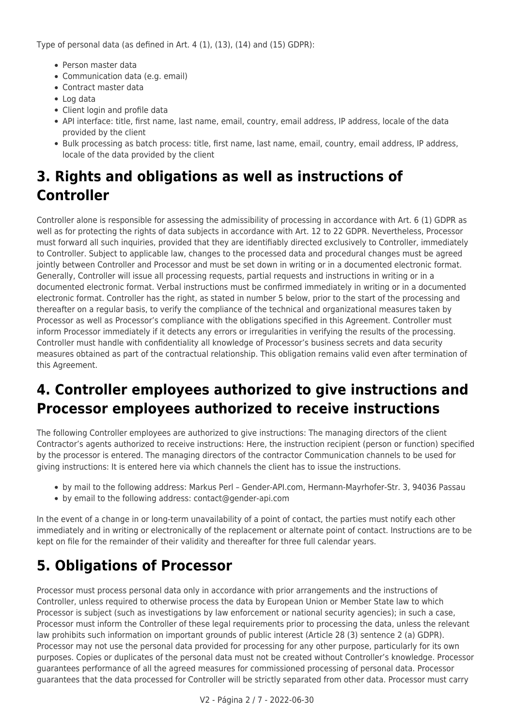Type of personal data (as defined in Art. 4 (1), (13), (14) and (15) GDPR):

- Person master data
- Communication data (e.g. email)
- Contract master data
- Log data
- Client login and profile data
- API interface: title, first name, last name, email, country, email address, IP address, locale of the data provided by the client
- Bulk processing as batch process: title, first name, last name, email, country, email address, IP address, locale of the data provided by the client

## 3. Rights and obligations as well as instructions of Controller

Controller alone is responsible for assessing the admissibility of processing in accordance with Art. 6 (1) GDPR as well as for protecting the rights of data subjects in accordance with Art. 12 to 22 GDPR. Nevertheless, Processor must forward all such inquiries, provided that they are identifiably directed exclusively to Controller, immediately to Controller. Subject to applicable law, changes to the processed data and procedural changes must be agreed jointly between Controller and Processor and must be set down in writing or in a documented electronic format. Generally, Controller will issue all processing requests, partial requests and instructions in writing or in a documented electronic format. Verbal instructions must be confirmed immediately in writing or in a documented electronic format. Controller has the right, as stated in number 5 below, prior to the start of the processing and thereafter on a regular basis, to verify the compliance of the technical and organizational measures taken by Processor as well as Processor's compliance with the obligations specified in this Agreement. Controller must inform Processor immediately if it detects any errors or irregularities in verifying the results of the processing. Controller must handle with confidentiality all knowledge of Processor's business secrets and data security measures obtained as part of the contractual relationship. This obligation remains valid even after termination of this Agreement.

## 4. Controller employees authorized to give instructions and Processor employees authorized to receive instructions

The following Controller employees are authorized to give instructions: The managing directors of the client Contractor's agents authorized to receive instructions: Here, the instruction recipient (person or function) specified by the processor is entered. The managing directors of the contractor Communication channels to be used for giving instructions: It is entered here via which channels the client has to issue the instructions.

- by mail to the following address: Markus Perl – Gender-API.com, Hermann-Mayrhofer-Str. 3, 94036 Passau
- by email to the following address: contact@gender-api.com

In the event of a change in or long-term unavailability of a point of contact, the parties must notify each other immediately and in writing or electronically of the replacement or alternate point of contact. Instructions are to be kept on file for the remainder of their validity and thereafter for three full calendar years.

## 5. Obligations of Processor

Processor must process personal data only in accordance with prior arrangements and the instructions of Controller, unless required to otherwise process the data by European Union or Member State law to which Processor is subject (such as investigations by law enforcement or national security agencies); in such a case, Processor must inform the Controller of these legal requirements prior to processing the data, unless the relevant law prohibits such information on important grounds of public interest (Article 28 (3) sentence 2 (a) GDPR). Processor may not use the personal data provided for processing for any other purpose, particularly for its own purposes. Copies or duplicates of the personal data must not be created without Controller's knowledge. Processor guarantees performance of all the agreed measures for commissioned processing of personal data. Processor guarantees that the data processed for Controller will be strictly separated from other data. Processor must carry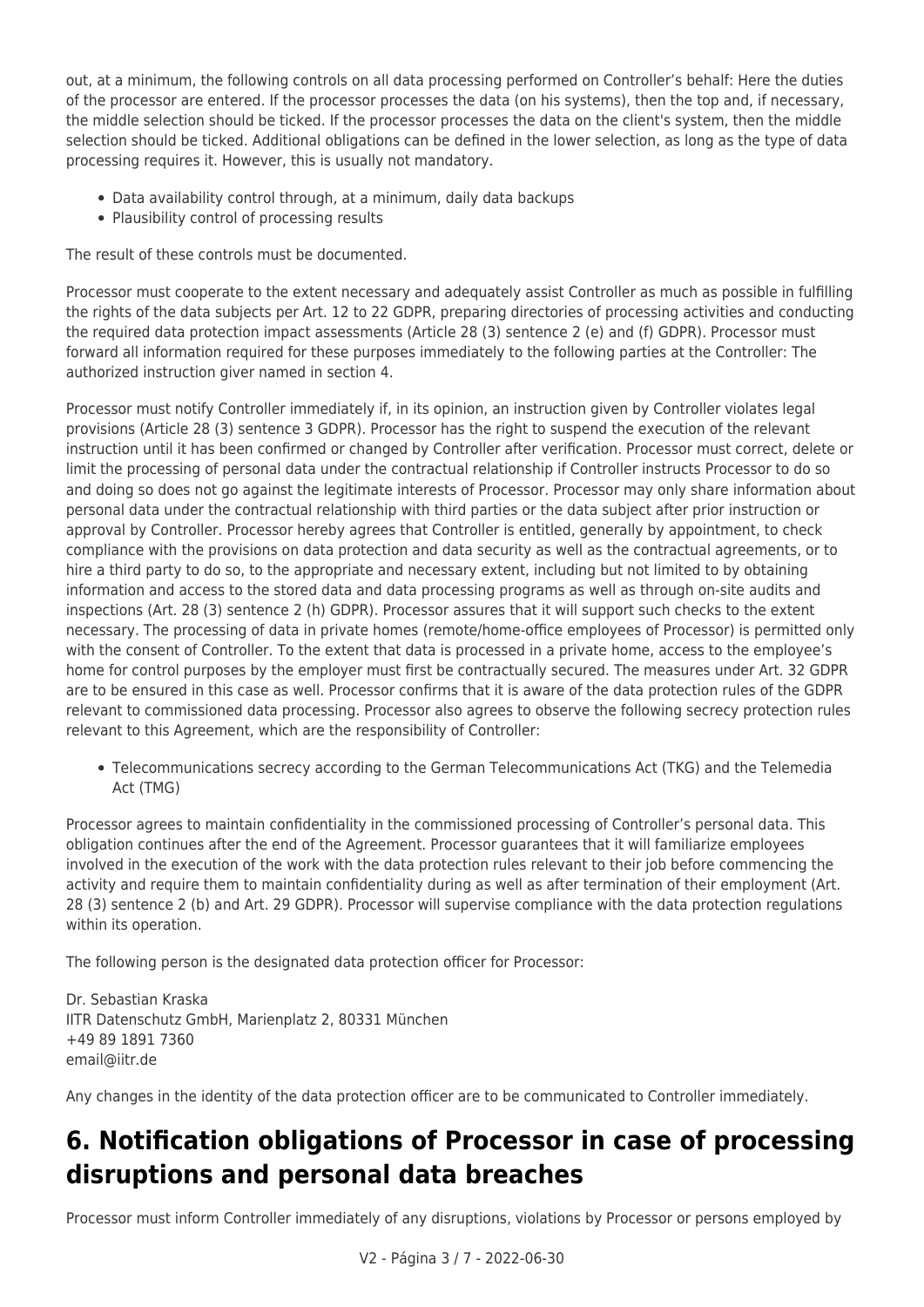out, at a minimum, the following controls on all data processing performed on Controller's behalf: Here the duties of the processor are entered. If the processor processes the data (on his systems), then the top and, if necessary, the middle selection should be ticked. If the processor processes the data on the client's system, then the middle selection should be ticked. Additional obligations can be defined in the lower selection, as long as the type of data processing requires it. However, this is usually not mandatory.

- Data availability control through, at a minimum, daily data backups
- Plausibility control of processing results

The result of these controls must be documented.

Processor must cooperate to the extent necessary and adequately assist Controller as much as possible in fulfilling the rights of the data subjects per Art. 12 to 22 GDPR, preparing directories of processing activities and conducting the required data protection impact assessments (Article 28 (3) sentence 2 (e) and (f) GDPR). Processor must forward all information required for these purposes immediately to the following parties at the Controller: The authorized instruction giver named in section 4.

Processor must notify Controller immediately if, in its opinion, an instruction given by Controller violates legal provisions (Article 28 (3) sentence 3 GDPR). Processor has the right to suspend the execution of the relevant instruction until it has been confirmed or changed by Controller after verification. Processor must correct, delete or limit the processing of personal data under the contractual relationship if Controller instructs Processor to do so and doing so does not go against the legitimate interests of Processor. Processor may only share information about personal data under the contractual relationship with third parties or the data subject after prior instruction or approval by Controller. Processor hereby agrees that Controller is entitled, generally by appointment, to check compliance with the provisions on data protection and data security as well as the contractual agreements, or to hire a third party to do so, to the appropriate and necessary extent, including but not limited to by obtaining information and access to the stored data and data processing programs as well as through on-site audits and inspections (Art. 28 (3) sentence 2 (h) GDPR). Processor assures that it will support such checks to the extent necessary. The processing of data in private homes (remote/home-office employees of Processor) is permitted only with the consent of Controller. To the extent that data is processed in a private home, access to the employee's home for control purposes by the employer must first be contractually secured. The measures under Art. 32 GDPR are to be ensured in this case as well. Processor confirms that it is aware of the data protection rules of the GDPR relevant to commissioned data processing. Processor also agrees to observe the following secrecy protection rules relevant to this Agreement, which are the responsibility of Controller:

- Telecommunications secrecy according to the German Telecommunications Act (TKG) and the Telemedia Act (TMG)

Processor agrees to maintain confidentiality in the commissioned processing of Controller's personal data. This obligation continues after the end of the Agreement. Processor guarantees that it will familiarize employees involved in the execution of the work with the data protection rules relevant to their job before commencing the activity and require them to maintain confidentiality during as well as after termination of their employment (Art. 28 (3) sentence 2 (b) and Art. 29 GDPR). Processor will supervise compliance with the data protection regulations within its operation.

The following person is the designated data protection officer for Processor:

Dr. Sebastian Kraska
IITR Datenschutz GmbH, Marienplatz 2, 80331 München
+49 89 1891 7360
email@iitr.de

Any changes in the identity of the data protection officer are to be communicated to Controller immediately.

## 6. Notification obligations of Processor in case of processing disruptions and personal data breaches

Processor must inform Controller immediately of any disruptions, violations by Processor or persons employed by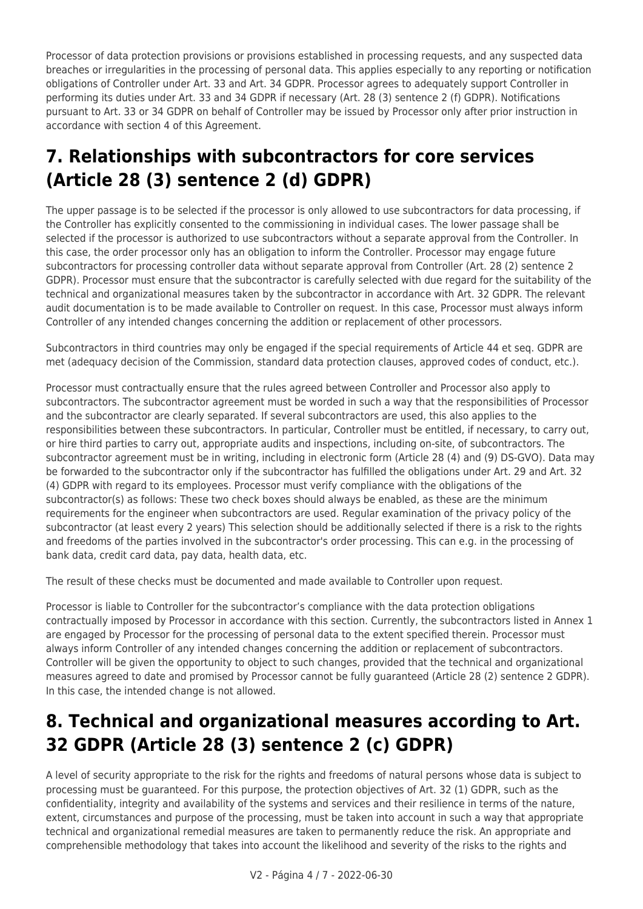Processor of data protection provisions or provisions established in processing requests, and any suspected data breaches or irregularities in the processing of personal data. This applies especially to any reporting or notification obligations of Controller under Art. 33 and Art. 34 GDPR. Processor agrees to adequately support Controller in performing its duties under Art. 33 and 34 GDPR if necessary (Art. 28 (3) sentence 2 (f) GDPR). Notifications pursuant to Art. 33 or 34 GDPR on behalf of Controller may be issued by Processor only after prior instruction in accordance with section 4 of this Agreement.

## 7. Relationships with subcontractors for core services (Article 28 (3) sentence 2 (d) GDPR)

The upper passage is to be selected if the processor is only allowed to use subcontractors for data processing, if the Controller has explicitly consented to the commissioning in individual cases. The lower passage shall be selected if the processor is authorized to use subcontractors without a separate approval from the Controller. In this case, the order processor only has an obligation to inform the Controller. Processor may engage future subcontractors for processing controller data without separate approval from Controller (Art. 28 (2) sentence 2 GDPR). Processor must ensure that the subcontractor is carefully selected with due regard for the suitability of the technical and organizational measures taken by the subcontractor in accordance with Art. 32 GDPR. The relevant audit documentation is to be made available to Controller on request. In this case, Processor must always inform Controller of any intended changes concerning the addition or replacement of other processors.

Subcontractors in third countries may only be engaged if the special requirements of Article 44 et seq. GDPR are met (adequacy decision of the Commission, standard data protection clauses, approved codes of conduct, etc.).

Processor must contractually ensure that the rules agreed between Controller and Processor also apply to subcontractors. The subcontractor agreement must be worded in such a way that the responsibilities of Processor and the subcontractor are clearly separated. If several subcontractors are used, this also applies to the responsibilities between these subcontractors. In particular, Controller must be entitled, if necessary, to carry out, or hire third parties to carry out, appropriate audits and inspections, including on-site, of subcontractors. The subcontractor agreement must be in writing, including in electronic form (Article 28 (4) and (9) DS-GVO). Data may be forwarded to the subcontractor only if the subcontractor has fulfilled the obligations under Art. 29 and Art. 32 (4) GDPR with regard to its employees. Processor must verify compliance with the obligations of the subcontractor(s) as follows: These two check boxes should always be enabled, as these are the minimum requirements for the engineer when subcontractors are used. Regular examination of the privacy policy of the subcontractor (at least every 2 years) This selection should be additionally selected if there is a risk to the rights and freedoms of the parties involved in the subcontractor's order processing. This can e.g. in the processing of bank data, credit card data, pay data, health data, etc.

The result of these checks must be documented and made available to Controller upon request.

Processor is liable to Controller for the subcontractor's compliance with the data protection obligations contractually imposed by Processor in accordance with this section. Currently, the subcontractors listed in Annex 1 are engaged by Processor for the processing of personal data to the extent specified therein. Processor must always inform Controller of any intended changes concerning the addition or replacement of subcontractors. Controller will be given the opportunity to object to such changes, provided that the technical and organizational measures agreed to date and promised by Processor cannot be fully guaranteed (Article 28 (2) sentence 2 GDPR). In this case, the intended change is not allowed.

## 8. Technical and organizational measures according to Art. 32 GDPR (Article 28 (3) sentence 2 (c) GDPR)

A level of security appropriate to the risk for the rights and freedoms of natural persons whose data is subject to processing must be guaranteed. For this purpose, the protection objectives of Art. 32 (1) GDPR, such as the confidentiality, integrity and availability of the systems and services and their resilience in terms of the nature, extent, circumstances and purpose of the processing, must be taken into account in such a way that appropriate technical and organizational remedial measures are taken to permanently reduce the risk. An appropriate and comprehensible methodology that takes into account the likelihood and severity of the risks to the rights and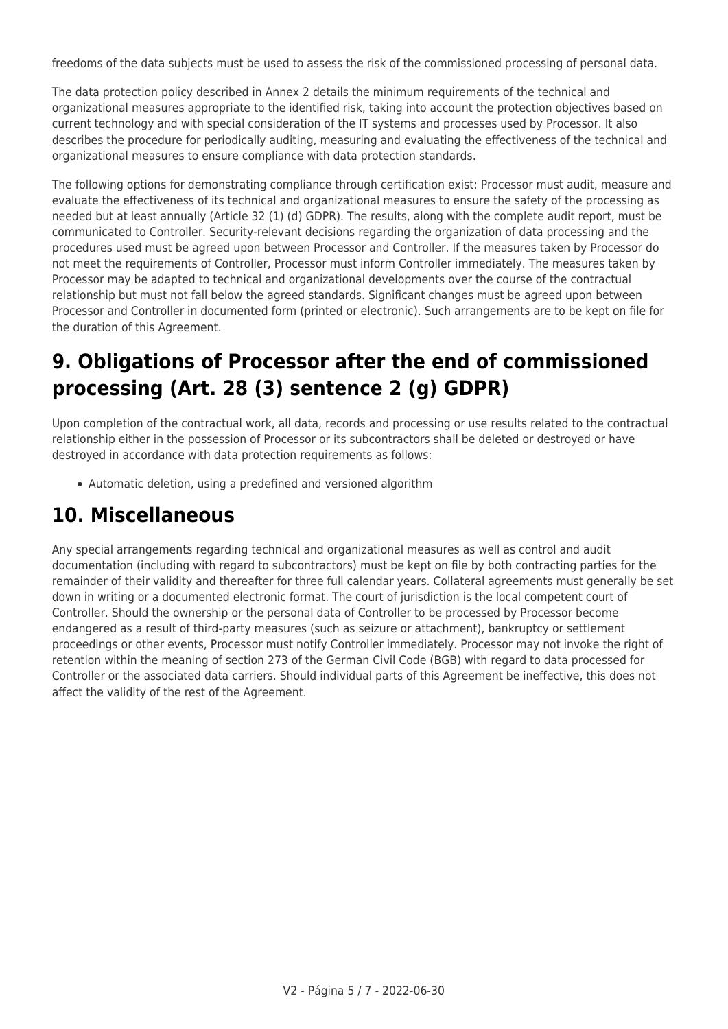freedoms of the data subjects must be used to assess the risk of the commissioned processing of personal data.

The data protection policy described in Annex 2 details the minimum requirements of the technical and organizational measures appropriate to the identified risk, taking into account the protection objectives based on current technology and with special consideration of the IT systems and processes used by Processor. It also describes the procedure for periodically auditing, measuring and evaluating the effectiveness of the technical and organizational measures to ensure compliance with data protection standards.

The following options for demonstrating compliance through certification exist: Processor must audit, measure and evaluate the effectiveness of its technical and organizational measures to ensure the safety of the processing as needed but at least annually (Article 32 (1) (d) GDPR). The results, along with the complete audit report, must be communicated to Controller. Security-relevant decisions regarding the organization of data processing and the procedures used must be agreed upon between Processor and Controller. If the measures taken by Processor do not meet the requirements of Controller, Processor must inform Controller immediately. The measures taken by Processor may be adapted to technical and organizational developments over the course of the contractual relationship but must not fall below the agreed standards. Significant changes must be agreed upon between Processor and Controller in documented form (printed or electronic). Such arrangements are to be kept on file for the duration of this Agreement.

## 9. Obligations of Processor after the end of commissioned processing (Art. 28 (3) sentence 2 (g) GDPR)

Upon completion of the contractual work, all data, records and processing or use results related to the contractual relationship either in the possession of Processor or its subcontractors shall be deleted or destroyed or have destroyed in accordance with data protection requirements as follows:

- Automatic deletion, using a predefined and versioned algorithm

## 10. Miscellaneous

Any special arrangements regarding technical and organizational measures as well as control and audit documentation (including with regard to subcontractors) must be kept on file by both contracting parties for the remainder of their validity and thereafter for three full calendar years. Collateral agreements must generally be set down in writing or a documented electronic format. The court of jurisdiction is the local competent court of Controller. Should the ownership or the personal data of Controller to be processed by Processor become endangered as a result of third-party measures (such as seizure or attachment), bankruptcy or settlement proceedings or other events, Processor must notify Controller immediately. Processor may not invoke the right of retention within the meaning of section 273 of the German Civil Code (BGB) with regard to data processed for Controller or the associated data carriers. Should individual parts of this Agreement be ineffective, this does not affect the validity of the rest of the Agreement.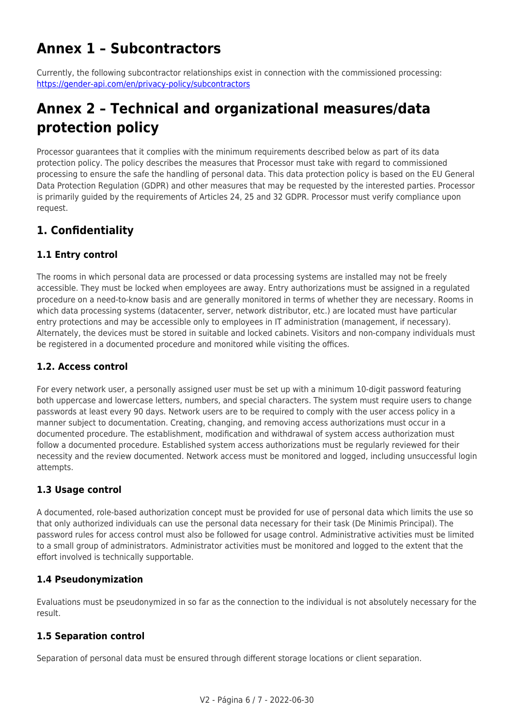# Annex 1 – Subcontractors

Currently, the following subcontractor relationships exist in connection with the commissioned processing: https://gender-api.com/en/privacy-policy/subcontractors

# Annex 2 – Technical and organizational measures/data protection policy

Processor guarantees that it complies with the minimum requirements described below as part of its data protection policy. The policy describes the measures that Processor must take with regard to commissioned processing to ensure the safe the handling of personal data. This data protection policy is based on the EU General Data Protection Regulation (GDPR) and other measures that may be requested by the interested parties. Processor is primarily guided by the requirements of Articles 24, 25 and 32 GDPR. Processor must verify compliance upon request.

## 1. Confidentiality

### 1.1 Entry control

The rooms in which personal data are processed or data processing systems are installed may not be freely accessible. They must be locked when employees are away. Entry authorizations must be assigned in a regulated procedure on a need-to-know basis and are generally monitored in terms of whether they are necessary. Rooms in which data processing systems (datacenter, server, network distributor, etc.) are located must have particular entry protections and may be accessible only to employees in IT administration (management, if necessary). Alternately, the devices must be stored in suitable and locked cabinets. Visitors and non-company individuals must be registered in a documented procedure and monitored while visiting the offices.

### 1.2. Access control

For every network user, a personally assigned user must be set up with a minimum 10-digit password featuring both uppercase and lowercase letters, numbers, and special characters. The system must require users to change passwords at least every 90 days. Network users are to be required to comply with the user access policy in a manner subject to documentation. Creating, changing, and removing access authorizations must occur in a documented procedure. The establishment, modification and withdrawal of system access authorization must follow a documented procedure. Established system access authorizations must be regularly reviewed for their necessity and the review documented. Network access must be monitored and logged, including unsuccessful login attempts.

### 1.3 Usage control

A documented, role-based authorization concept must be provided for use of personal data which limits the use so that only authorized individuals can use the personal data necessary for their task (De Minimis Principal). The password rules for access control must also be followed for usage control. Administrative activities must be limited to a small group of administrators. Administrator activities must be monitored and logged to the extent that the effort involved is technically supportable.

### 1.4 Pseudonymization

Evaluations must be pseudonymized in so far as the connection to the individual is not absolutely necessary for the result.

### 1.5 Separation control

Separation of personal data must be ensured through different storage locations or client separation.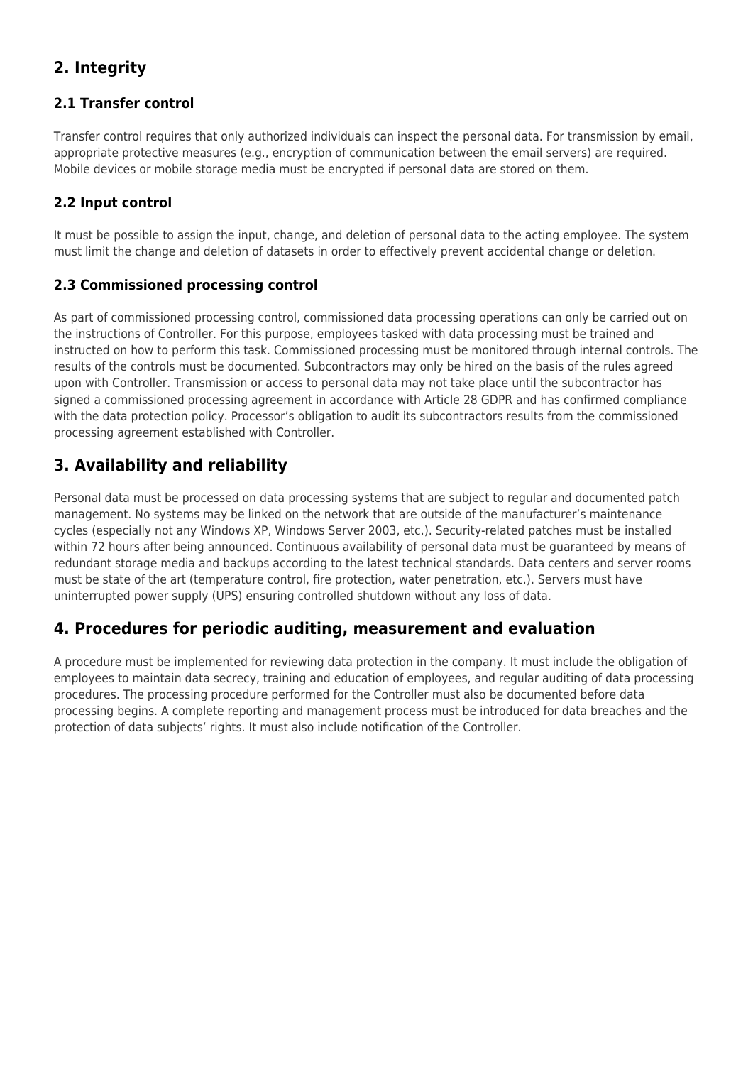## 2. Integrity

### 2.1 Transfer control

Transfer control requires that only authorized individuals can inspect the personal data. For transmission by email, appropriate protective measures (e.g., encryption of communication between the email servers) are required. Mobile devices or mobile storage media must be encrypted if personal data are stored on them.

### 2.2 Input control

It must be possible to assign the input, change, and deletion of personal data to the acting employee. The system must limit the change and deletion of datasets in order to effectively prevent accidental change or deletion.

### 2.3 Commissioned processing control

As part of commissioned processing control, commissioned data processing operations can only be carried out on the instructions of Controller. For this purpose, employees tasked with data processing must be trained and instructed on how to perform this task. Commissioned processing must be monitored through internal controls. The results of the controls must be documented. Subcontractors may only be hired on the basis of the rules agreed upon with Controller. Transmission or access to personal data may not take place until the subcontractor has signed a commissioned processing agreement in accordance with Article 28 GDPR and has confirmed compliance with the data protection policy. Processor's obligation to audit its subcontractors results from the commissioned processing agreement established with Controller.

## 3. Availability and reliability

Personal data must be processed on data processing systems that are subject to regular and documented patch management. No systems may be linked on the network that are outside of the manufacturer's maintenance cycles (especially not any Windows XP, Windows Server 2003, etc.). Security-related patches must be installed within 72 hours after being announced. Continuous availability of personal data must be guaranteed by means of redundant storage media and backups according to the latest technical standards. Data centers and server rooms must be state of the art (temperature control, fire protection, water penetration, etc.). Servers must have uninterrupted power supply (UPS) ensuring controlled shutdown without any loss of data.

## 4. Procedures for periodic auditing, measurement and evaluation

A procedure must be implemented for reviewing data protection in the company. It must include the obligation of employees to maintain data secrecy, training and education of employees, and regular auditing of data processing procedures. The processing procedure performed for the Controller must also be documented before data processing begins. A complete reporting and management process must be introduced for data breaches and the protection of data subjects' rights. It must also include notification of the Controller.